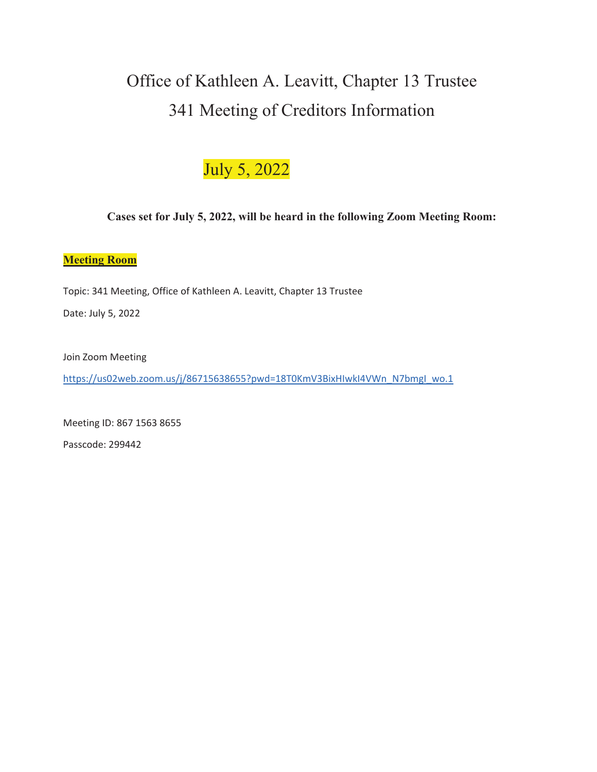# Office of Kathleen A. Leavitt, Chapter 13 Trustee
# 341 Meeting of Creditors Information

## July 5, 2022

**Cases set for July 5, 2022, will be heard in the following Zoom Meeting Room:**

**Meeting Room**

Topic: 341 Meeting, Office of Kathleen A. Leavitt, Chapter 13 Trustee

Date: July 5, 2022

Join Zoom Meeting

https://us02web.zoom.us/j/86715638655?pwd=18T0KmV3BixHIwkI4VWn_N7bmgI_wo.1

Meeting ID: 867 1563 8655

Passcode: 299442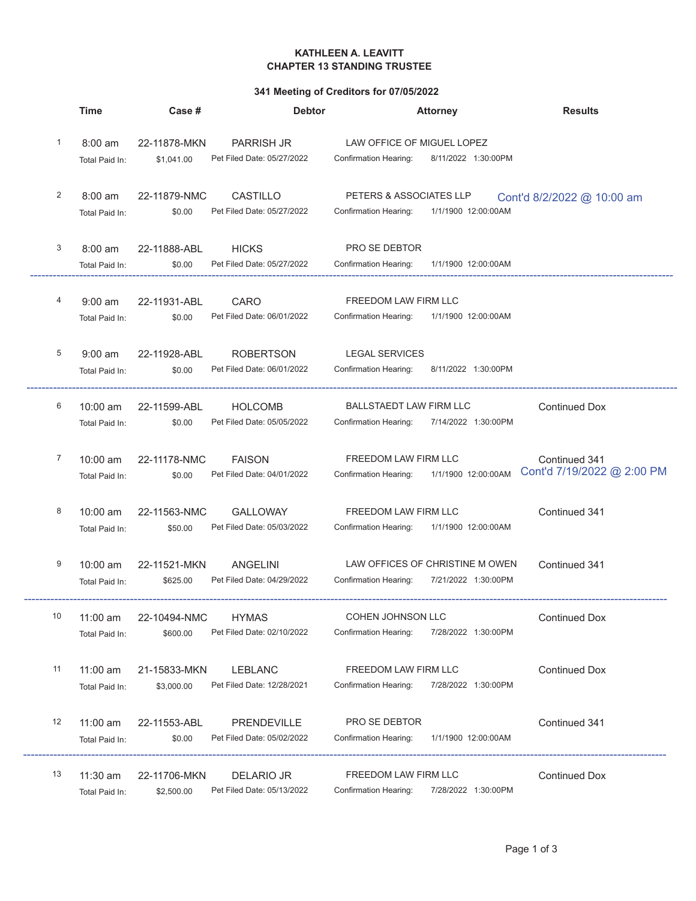**KATHLEEN A. LEAVITT**
**CHAPTER 13 STANDING TRUSTEE**

**341 Meeting of Creditors for 07/05/2022**

| # | Time | Case # | Debtor | Attorney | Results |
|---|---|---|---|---|---|
| 1 | 8:00 am | 22-11878-MKN | PARRISH JR | LAW OFFICE OF MIGUEL LOPEZ | |
| | Total Paid In: | $1,041.00 | Pet Filed Date: 05/27/2022 | Confirmation Hearing: 8/11/2022 1:30:00PM | |
| 2 | 8:00 am | 22-11879-NMC | CASTILLO | PETERS & ASSOCIATES LLP | Cont'd 8/2/2022 @ 10:00 am |
| | Total Paid In: | $0.00 | Pet Filed Date: 05/27/2022 | Confirmation Hearing: 1/1/1900 12:00:00AM | |
| 3 | 8:00 am | 22-11888-ABL | HICKS | PRO SE DEBTOR | |
| | Total Paid In: | $0.00 | Pet Filed Date: 05/27/2022 | Confirmation Hearing: 1/1/1900 12:00:00AM | |
| 4 | 9:00 am | 22-11931-ABL | CARO | FREEDOM LAW FIRM LLC | |
| | Total Paid In: | $0.00 | Pet Filed Date: 06/01/2022 | Confirmation Hearing: 1/1/1900 12:00:00AM | |
| 5 | 9:00 am | 22-11928-ABL | ROBERTSON | LEGAL SERVICES | |
| | Total Paid In: | $0.00 | Pet Filed Date: 06/01/2022 | Confirmation Hearing: 8/11/2022 1:30:00PM | |
| 6 | 10:00 am | 22-11599-ABL | HOLCOMB | BALLSTAEDT LAW FIRM LLC | Continued Dox |
| | Total Paid In: | $0.00 | Pet Filed Date: 05/05/2022 | Confirmation Hearing: 7/14/2022 1:30:00PM | |
| 7 | 10:00 am | 22-11178-NMC | FAISON | FREEDOM LAW FIRM LLC | Continued 341 Cont'd 7/19/2022 @ 2:00 PM |
| | Total Paid In: | $0.00 | Pet Filed Date: 04/01/2022 | Confirmation Hearing: 1/1/1900 12:00:00AM | |
| 8 | 10:00 am | 22-11563-NMC | GALLOWAY | FREEDOM LAW FIRM LLC | Continued 341 |
| | Total Paid In: | $50.00 | Pet Filed Date: 05/03/2022 | Confirmation Hearing: 1/1/1900 12:00:00AM | |
| 9 | 10:00 am | 22-11521-MKN | ANGELINI | LAW OFFICES OF CHRISTINE M OWEN | Continued 341 |
| | Total Paid In: | $625.00 | Pet Filed Date: 04/29/2022 | Confirmation Hearing: 7/21/2022 1:30:00PM | |
| 10 | 11:00 am | 22-10494-NMC | HYMAS | COHEN JOHNSON LLC | Continued Dox |
| | Total Paid In: | $600.00 | Pet Filed Date: 02/10/2022 | Confirmation Hearing: 7/28/2022 1:30:00PM | |
| 11 | 11:00 am | 21-15833-MKN | LEBLANC | FREEDOM LAW FIRM LLC | Continued Dox |
| | Total Paid In: | $3,000.00 | Pet Filed Date: 12/28/2021 | Confirmation Hearing: 7/28/2022 1:30:00PM | |
| 12 | 11:00 am | 22-11553-ABL | PRENDEVILLE | PRO SE DEBTOR | Continued 341 |
| | Total Paid In: | $0.00 | Pet Filed Date: 05/02/2022 | Confirmation Hearing: 1/1/1900 12:00:00AM | |
| 13 | 11:30 am | 22-11706-MKN | DELARIO JR | FREEDOM LAW FIRM LLC | Continued Dox |
| | Total Paid In: | $2,500.00 | Pet Filed Date: 05/13/2022 | Confirmation Hearing: 7/28/2022 1:30:00PM | |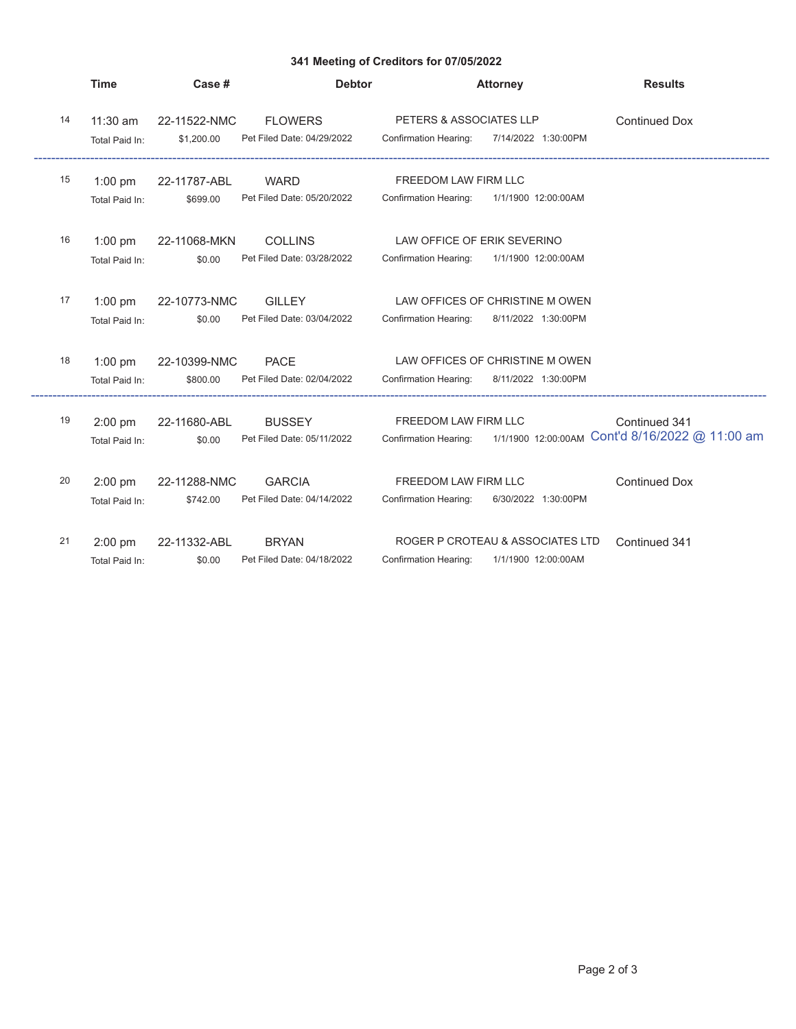### 341 Meeting of Creditors for 07/05/2022

| # | Time | Case # | Debtor | Attorney | | Results |
|---|---|---|---|---|---|---|
| 14 | 11:30 am | 22-11522-NMC | FLOWERS | PETERS & ASSOCIATES LLP | | Continued Dox |
| | Total Paid In: | $1,200.00 | Pet Filed Date: 04/29/2022 | Confirmation Hearing: | 7/14/2022 1:30:00PM | |
| 15 | 1:00 pm | 22-11787-ABL | WARD | FREEDOM LAW FIRM LLC | | |
| | Total Paid In: | $699.00 | Pet Filed Date: 05/20/2022 | Confirmation Hearing: | 1/1/1900 12:00:00AM | |
| 16 | 1:00 pm | 22-11068-MKN | COLLINS | LAW OFFICE OF ERIK SEVERINO | | |
| | Total Paid In: | $0.00 | Pet Filed Date: 03/28/2022 | Confirmation Hearing: | 1/1/1900 12:00:00AM | |
| 17 | 1:00 pm | 22-10773-NMC | GILLEY | LAW OFFICES OF CHRISTINE M OWEN | | |
| | Total Paid In: | $0.00 | Pet Filed Date: 03/04/2022 | Confirmation Hearing: | 8/11/2022 1:30:00PM | |
| 18 | 1:00 pm | 22-10399-NMC | PACE | LAW OFFICES OF CHRISTINE M OWEN | | |
| | Total Paid In: | $800.00 | Pet Filed Date: 02/04/2022 | Confirmation Hearing: | 8/11/2022 1:30:00PM | |
| 19 | 2:00 pm | 22-11680-ABL | BUSSEY | FREEDOM LAW FIRM LLC | | Continued 341 |
| | Total Paid In: | $0.00 | Pet Filed Date: 05/11/2022 | Confirmation Hearing: | 1/1/1900 12:00:00AM | Cont'd 8/16/2022 @ 11:00 am |
| 20 | 2:00 pm | 22-11288-NMC | GARCIA | FREEDOM LAW FIRM LLC | | Continued Dox |
| | Total Paid In: | $742.00 | Pet Filed Date: 04/14/2022 | Confirmation Hearing: | 6/30/2022 1:30:00PM | |
| 21 | 2:00 pm | 22-11332-ABL | BRYAN | ROGER P CROTEAU & ASSOCIATES LTD | | Continued 341 |
| | Total Paid In: | $0.00 | Pet Filed Date: 04/18/2022 | Confirmation Hearing: | 1/1/1900 12:00:00AM | |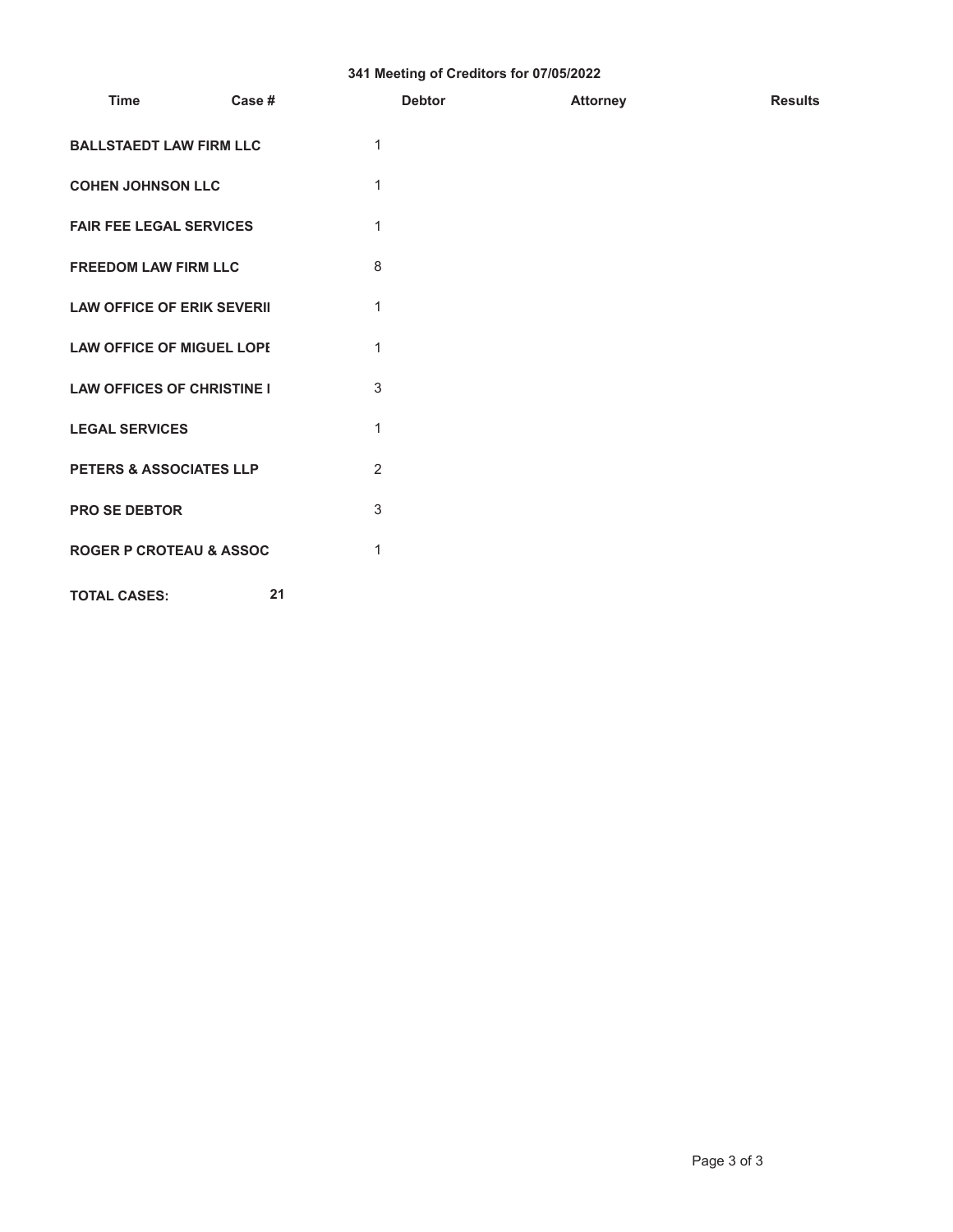**341 Meeting of Creditors for 07/05/2022**

| Time | Case # | Debtor | Attorney | Results |
|---|---|---|---|---|
| **BALLSTAEDT LAW FIRM LLC** | | 1 | | |
| **COHEN JOHNSON LLC** | | 1 | | |
| **FAIR FEE LEGAL SERVICES** | | 1 | | |
| **FREEDOM LAW FIRM LLC** | | 8 | | |
| **LAW OFFICE OF ERIK SEVERII** | | 1 | | |
| **LAW OFFICE OF MIGUEL LOPE** | | 1 | | |
| **LAW OFFICES OF CHRISTINE I** | | 3 | | |
| **LEGAL SERVICES** | | 1 | | |
| **PETERS & ASSOCIATES LLP** | | 2 | | |
| **PRO SE DEBTOR** | | 3 | | |
| **ROGER P CROTEAU & ASSOC** | | 1 | | |
| **TOTAL CASES:** | **21** | | | |